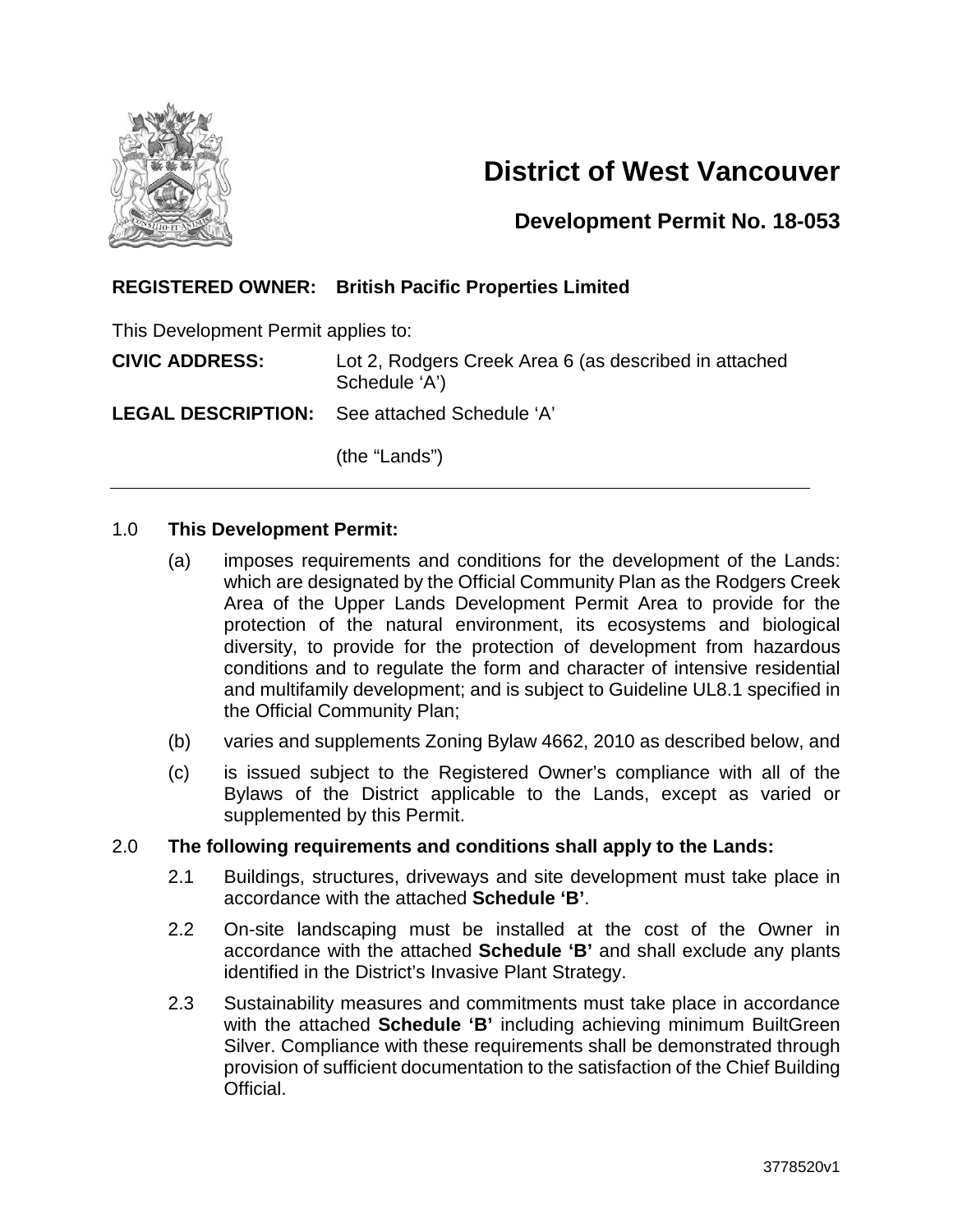# District of West Vancouver

## Development Permit No. 18-053

**REGISTERED OWNER: British Pacific Properties Limited**

This Development Permit applies to:

**CIVIC ADDRESS:** Lot 2, Rodgers Creek Area 6 (as described in attached Schedule 'A')

**LEGAL DESCRIPTION:** See attached Schedule 'A'

(the "Lands")

---

1.0 **This Development Permit:**

(a) imposes requirements and conditions for the development of the Lands: which are designated by the Official Community Plan as the Rodgers Creek Area of the Upper Lands Development Permit Area to provide for the protection of the natural environment, its ecosystems and biological diversity, to provide for the protection of development from hazardous conditions and to regulate the form and character of intensive residential and multifamily development; and is subject to Guideline UL8.1 specified in the Official Community Plan;

(b) varies and supplements Zoning Bylaw 4662, 2010 as described below, and

(c) is issued subject to the Registered Owner's compliance with all of the Bylaws of the District applicable to the Lands, except as varied or supplemented by this Permit.

2.0 **The following requirements and conditions shall apply to the Lands:**

2.1 Buildings, structures, driveways and site development must take place in accordance with the attached **Schedule 'B'**.

2.2 On-site landscaping must be installed at the cost of the Owner in accordance with the attached **Schedule 'B'** and shall exclude any plants identified in the District's Invasive Plant Strategy.

2.3 Sustainability measures and commitments must take place in accordance with the attached **Schedule 'B'** including achieving minimum BuiltGreen Silver. Compliance with these requirements shall be demonstrated through provision of sufficient documentation to the satisfaction of the Chief Building Official.

3778520v1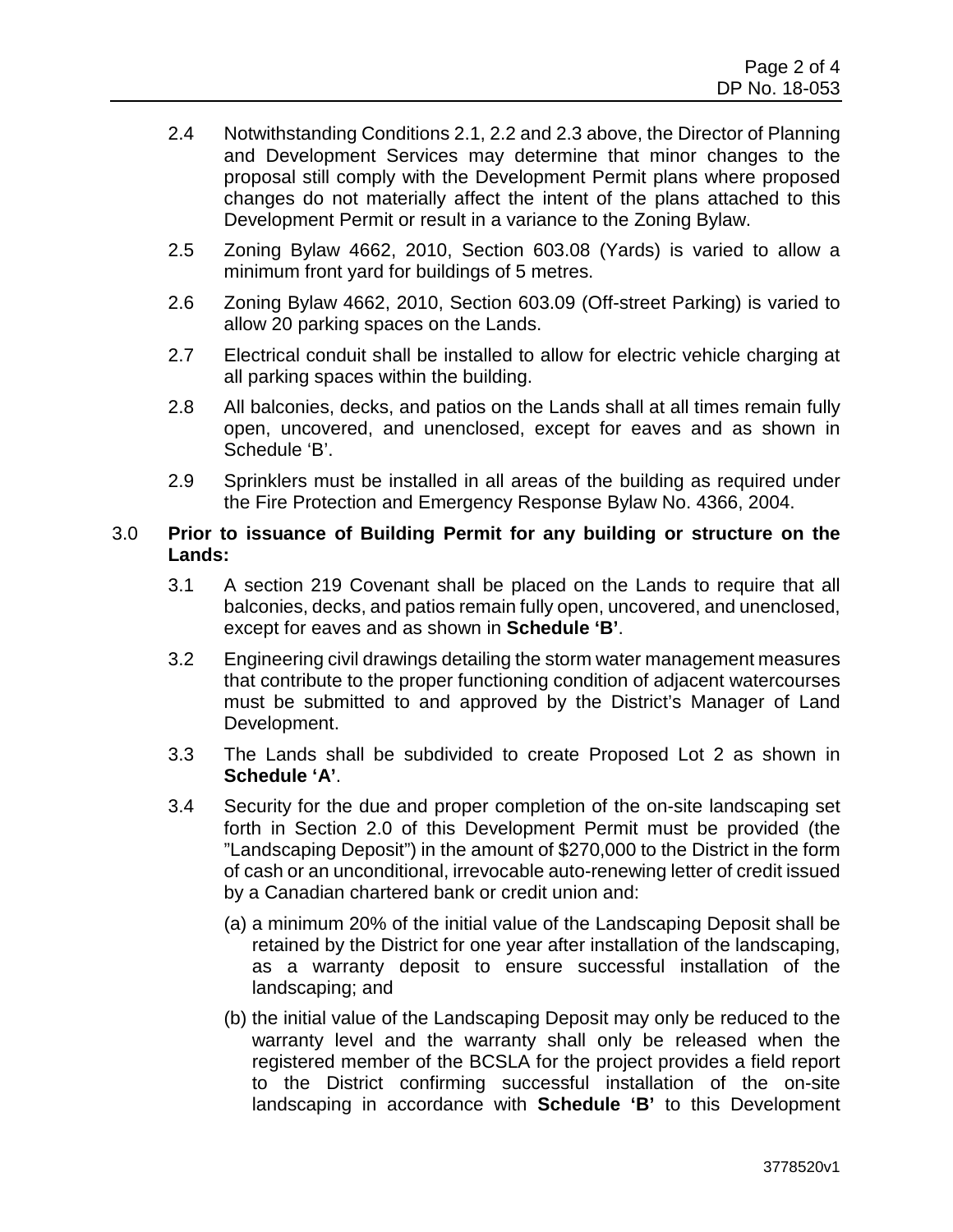2.4 Notwithstanding Conditions 2.1, 2.2 and 2.3 above, the Director of Planning and Development Services may determine that minor changes to the proposal still comply with the Development Permit plans where proposed changes do not materially affect the intent of the plans attached to this Development Permit or result in a variance to the Zoning Bylaw.

2.5 Zoning Bylaw 4662, 2010, Section 603.08 (Yards) is varied to allow a minimum front yard for buildings of 5 metres.

2.6 Zoning Bylaw 4662, 2010, Section 603.09 (Off-street Parking) is varied to allow 20 parking spaces on the Lands.

2.7 Electrical conduit shall be installed to allow for electric vehicle charging at all parking spaces within the building.

2.8 All balconies, decks, and patios on the Lands shall at all times remain fully open, uncovered, and unenclosed, except for eaves and as shown in Schedule 'B'.

2.9 Sprinklers must be installed in all areas of the building as required under the Fire Protection and Emergency Response Bylaw No. 4366, 2004.

3.0 **Prior to issuance of Building Permit for any building or structure on the Lands:**

3.1 A section 219 Covenant shall be placed on the Lands to require that all balconies, decks, and patios remain fully open, uncovered, and unenclosed, except for eaves and as shown in **Schedule 'B'**.

3.2 Engineering civil drawings detailing the storm water management measures that contribute to the proper functioning condition of adjacent watercourses must be submitted to and approved by the District's Manager of Land Development.

3.3 The Lands shall be subdivided to create Proposed Lot 2 as shown in **Schedule 'A'**.

3.4 Security for the due and proper completion of the on-site landscaping set forth in Section 2.0 of this Development Permit must be provided (the "Landscaping Deposit") in the amount of $270,000 to the District in the form of cash or an unconditional, irrevocable auto-renewing letter of credit issued by a Canadian chartered bank or credit union and:

(a) a minimum 20% of the initial value of the Landscaping Deposit shall be retained by the District for one year after installation of the landscaping, as a warranty deposit to ensure successful installation of the landscaping; and

(b) the initial value of the Landscaping Deposit may only be reduced to the warranty level and the warranty shall only be released when the registered member of the BCSLA for the project provides a field report to the District confirming successful installation of the on-site landscaping in accordance with **Schedule 'B'** to this Development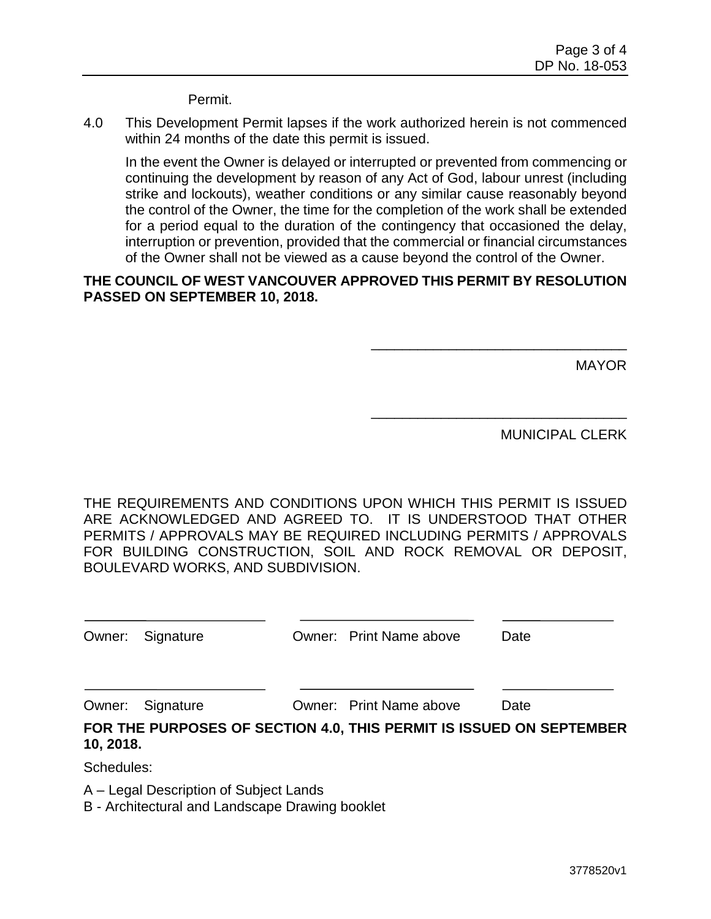Permit.

4.0 This Development Permit lapses if the work authorized herein is not commenced within 24 months of the date this permit is issued.

In the event the Owner is delayed or interrupted or prevented from commencing or continuing the development by reason of any Act of God, labour unrest (including strike and lockouts), weather conditions or any similar cause reasonably beyond the control of the Owner, the time for the completion of the work shall be extended for a period equal to the duration of the contingency that occasioned the delay, interruption or prevention, provided that the commercial or financial circumstances of the Owner shall not be viewed as a cause beyond the control of the Owner.

**THE COUNCIL OF WEST VANCOUVER APPROVED THIS PERMIT BY RESOLUTION PASSED ON SEPTEMBER 10, 2018.**

\_\_\_\_\_\_\_\_\_\_\_\_\_\_\_\_\_\_\_\_\_\_\_\_\_\_\_\_\_\_\_\_

MAYOR

\_\_\_\_\_\_\_\_\_\_\_\_\_\_\_\_\_\_\_\_\_\_\_\_\_\_\_\_\_\_\_\_

MUNICIPAL CLERK

THE REQUIREMENTS AND CONDITIONS UPON WHICH THIS PERMIT IS ISSUED ARE ACKNOWLEDGED AND AGREED TO. IT IS UNDERSTOOD THAT OTHER PERMITS / APPROVALS MAY BE REQUIRED INCLUDING PERMITS / APPROVALS FOR BUILDING CONSTRUCTION, SOIL AND ROCK REMOVAL OR DEPOSIT, BOULEVARD WORKS, AND SUBDIVISION.

| \_\_\_\_\_\_\_\_\_\_\_\_\_\_\_\_\_\_\_\_ | \_\_\_\_\_\_\_\_\_\_\_\_\_\_\_\_\_\_\_\_ | \_\_\_\_\_\_\_\_\_\_\_\_ |
|---|---|---|
| Owner: Signature | Owner: Print Name above | Date |
| \_\_\_\_\_\_\_\_\_\_\_\_\_\_\_\_\_\_\_\_ | \_\_\_\_\_\_\_\_\_\_\_\_\_\_\_\_\_\_\_\_ | \_\_\_\_\_\_\_\_\_\_\_\_ |
| Owner: Signature | Owner: Print Name above | Date |

**FOR THE PURPOSES OF SECTION 4.0, THIS PERMIT IS ISSUED ON SEPTEMBER 10, 2018.**

Schedules:

A – Legal Description of Subject Lands
B - Architectural and Landscape Drawing booklet

3778520v1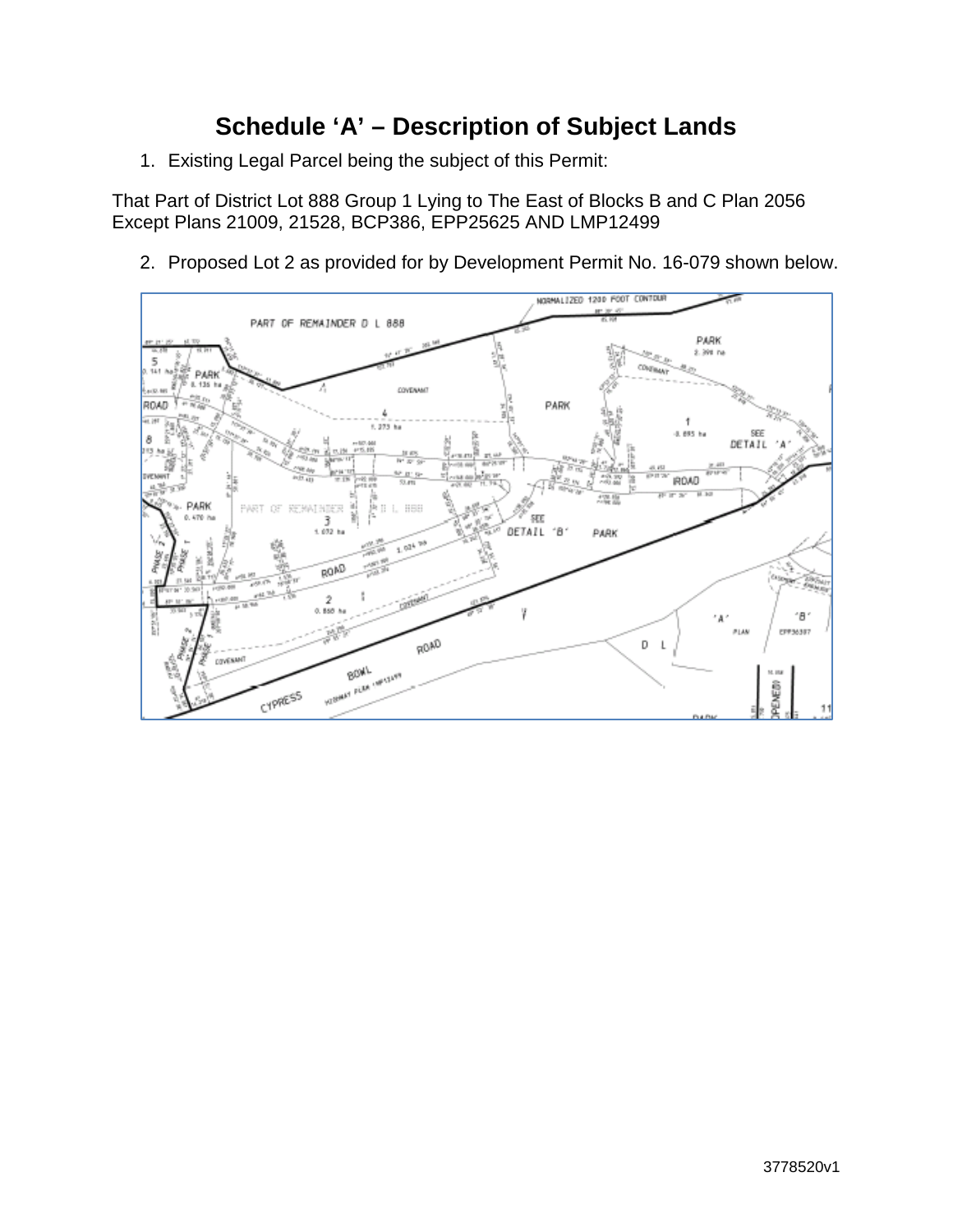# Schedule 'A' – Description of Subject Lands

1. Existing Legal Parcel being the subject of this Permit:

That Part of District Lot 888 Group 1 Lying to The East of Blocks B and C Plan 2056 Except Plans 21009, 21528, BCP386, EPP25625 AND LMP12499

2. Proposed Lot 2 as provided for by Development Permit No. 16-079 shown below.

NORMALIZED 1200 FOOT CONTOUR

PART OF REMAINDER D L 888

PARK

PARK

PARK

PARK

ROAD

COVENANT

4

1.273 ha

1

SEE DETAIL 'A'

ROAD

PART OF REMAINDER D L 888

3

1.072 ha

SEE DETAIL 'B'

ROAD

2

0.860 ha

COVENANT

CYPRESS BOWL ROAD

D L

'A' PLAN

'B' EPP36387

PHASE 1

PHASE 2

OPENED

11

3778520v1